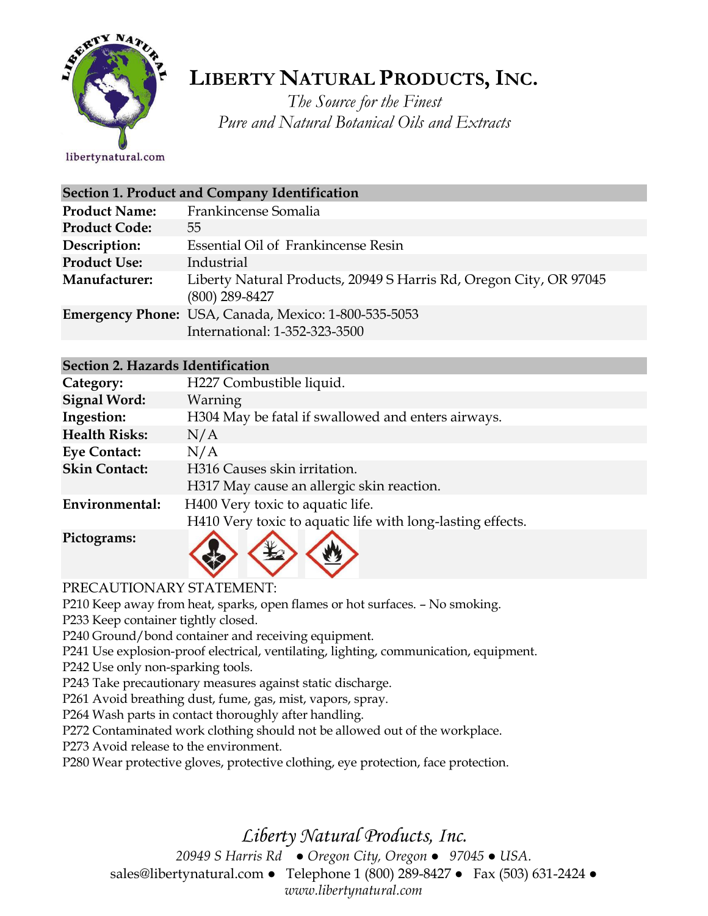# LIBERTY NATURAL PRODUCTS, INC.

*The Source for the Finest*
*Pure and Natural Botanical Oils and Extracts*

libertynatural.com

## Section 1. Product and Company Identification

| | |
|---|---|
| **Product Name:** | Frankincense Somalia |
| **Product Code:** | 55 |
| **Description:** | Essential Oil of Frankincense Resin |
| **Product Use:** | Industrial |
| **Manufacturer:** | Liberty Natural Products, 20949 S Harris Rd, Oregon City, OR 97045 (800) 289-8427 |
| **Emergency Phone:** | USA, Canada, Mexico: 1-800-535-5053<br>International: 1-352-323-3500 |

## Section 2. Hazards Identification

| | |
|---|---|
| **Category:** | H227 Combustible liquid. |
| **Signal Word:** | Warning |
| **Ingestion:** | H304 May be fatal if swallowed and enters airways. |
| **Health Risks:** | N/A |
| **Eye Contact:** | N/A |
| **Skin Contact:** | H316 Causes skin irritation.<br>H317 May cause an allergic skin reaction. |
| **Environmental:** | H400 Very toxic to aquatic life.<br>H410 Very toxic to aquatic life with long-lasting effects. |
| **Pictograms:** | |

PRECAUTIONARY STATEMENT:

P210 Keep away from heat, sparks, open flames or hot surfaces. – No smoking.
P233 Keep container tightly closed.
P240 Ground/bond container and receiving equipment.
P241 Use explosion-proof electrical, ventilating, lighting, communication, equipment.
P242 Use only non-sparking tools.
P243 Take precautionary measures against static discharge.
P261 Avoid breathing dust, fume, gas, mist, vapors, spray.
P264 Wash parts in contact thoroughly after handling.
P272 Contaminated work clothing should not be allowed out of the workplace.
P273 Avoid release to the environment.
P280 Wear protective gloves, protective clothing, eye protection, face protection.

*Liberty Natural Products, Inc.*
*20949 S Harris Rd ● Oregon City, Oregon ● 97045 ● USA.*
sales@libertynatural.com ● Telephone 1 (800) 289-8427 ● Fax (503) 631-2424 ●
*www.libertynatural.com*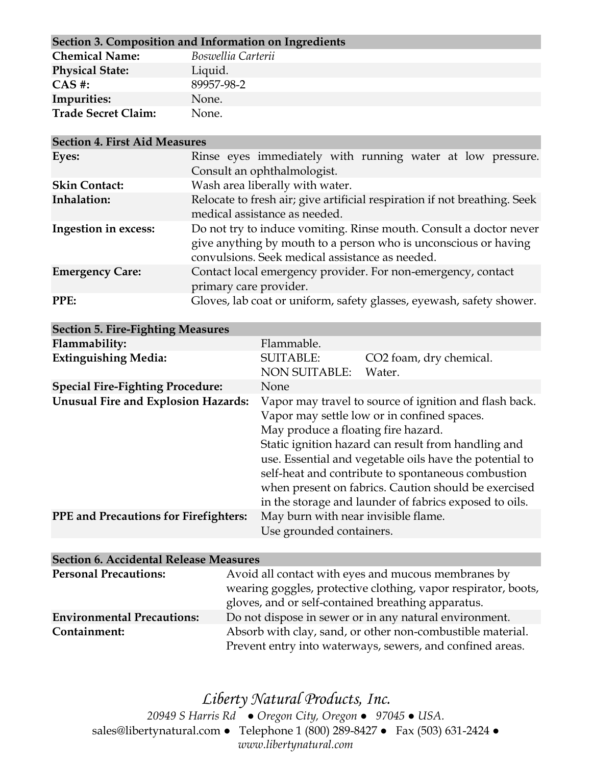### Section 3. Composition and Information on Ingredients

| | |
|---|---|
| **Chemical Name:** | *Boswellia Carterii* |
| **Physical State:** | Liquid. |
| **CAS #:** | 89957-98-2 |
| **Impurities:** | None. |
| **Trade Secret Claim:** | None. |

### Section 4. First Aid Measures

| | |
|---|---|
| **Eyes:** | Rinse eyes immediately with running water at low pressure. Consult an ophthalmologist. |
| **Skin Contact:** | Wash area liberally with water. |
| **Inhalation:** | Relocate to fresh air; give artificial respiration if not breathing. Seek medical assistance as needed. |
| **Ingestion in excess:** | Do not try to induce vomiting. Rinse mouth. Consult a doctor never give anything by mouth to a person who is unconscious or having convulsions. Seek medical assistance as needed. |
| **Emergency Care:** | Contact local emergency provider. For non-emergency, contact primary care provider. |
| **PPE:** | Gloves, lab coat or uniform, safety glasses, eyewash, safety shower. |

### Section 5. Fire-Fighting Measures

| | |
|---|---|
| **Flammability:** | Flammable. |
| **Extinguishing Media:** | SUITABLE: $CO_2$ foam, dry chemical.<br>NON SUITABLE: Water. |
| **Special Fire-Fighting Procedure:** | None |
| **Unusual Fire and Explosion Hazards:** | Vapor may travel to source of ignition and flash back.<br>Vapor may settle low or in confined spaces.<br>May produce a floating fire hazard.<br>Static ignition hazard can result from handling and use. Essential and vegetable oils have the potential to self-heat and contribute to spontaneous combustion when present on fabrics. Caution should be exercised in the storage and launder of fabrics exposed to oils. |
| **PPE and Precautions for Firefighters:** | May burn with near invisible flame.<br>Use grounded containers. |

### Section 6. Accidental Release Measures

| | |
|---|---|
| **Personal Precautions:** | Avoid all contact with eyes and mucous membranes by wearing goggles, protective clothing, vapor respirator, boots, gloves, and or self-contained breathing apparatus. |
| **Environmental Precautions:** | Do not dispose in sewer or in any natural environment. |
| **Containment:** | Absorb with clay, sand, or other non-combustible material. Prevent entry into waterways, sewers, and confined areas. |

*Liberty Natural Products, Inc.*

*20949 S Harris Rd ● Oregon City, Oregon ● 97045 ● USA.*

sales@libertynatural.com ● Telephone 1 (800) 289-8427 ● Fax (503) 631-2424 ●

*www.libertynatural.com*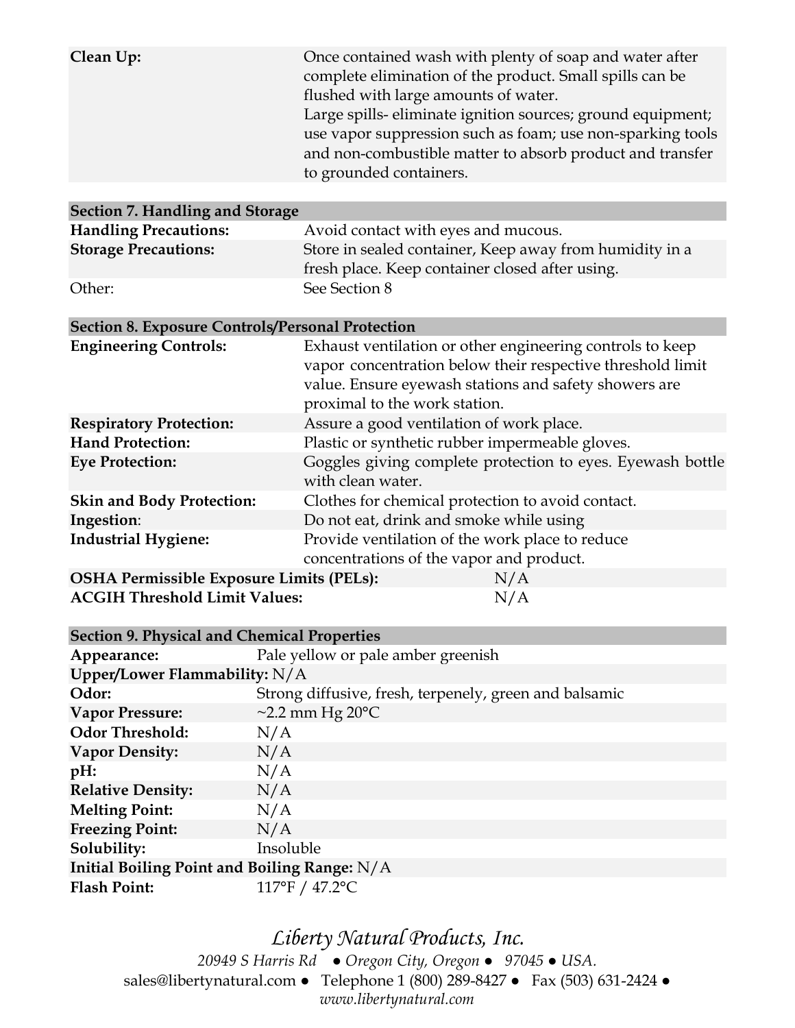| | |
|---|---|
| **Clean Up:** | Once contained wash with plenty of soap and water after complete elimination of the product. Small spills can be flushed with large amounts of water. Large spills- eliminate ignition sources; ground equipment; use vapor suppression such as foam; use non-sparking tools and non-combustible matter to absorb product and transfer to grounded containers. |

## Section 7. Handling and Storage

| | |
|---|---|
| **Handling Precautions:** | Avoid contact with eyes and mucous. |
| **Storage Precautions:** | Store in sealed container, Keep away from humidity in a fresh place. Keep container closed after using. |
| Other: | See Section 8 |

## Section 8. Exposure Controls/Personal Protection

| | |
|---|---|
| **Engineering Controls:** | Exhaust ventilation or other engineering controls to keep vapor concentration below their respective threshold limit value. Ensure eyewash stations and safety showers are proximal to the work station. |
| **Respiratory Protection:** | Assure a good ventilation of work place. |
| **Hand Protection:** | Plastic or synthetic rubber impermeable gloves. |
| **Eye Protection:** | Goggles giving complete protection to eyes. Eyewash bottle with clean water. |
| **Skin and Body Protection:** | Clothes for chemical protection to avoid contact. |
| **Ingestion:** | Do not eat, drink and smoke while using |
| **Industrial Hygiene:** | Provide ventilation of the work place to reduce concentrations of the vapor and product. |
| **OSHA Permissible Exposure Limits (PELs):** | N/A |
| **ACGIH Threshold Limit Values:** | N/A |

## Section 9. Physical and Chemical Properties

| | |
|---|---|
| **Appearance:** | Pale yellow or pale amber greenish |
| **Upper/Lower Flammability:** | N/A |
| **Odor:** | Strong diffusive, fresh, terpenely, green and balsamic |
| **Vapor Pressure:** | ~2.2 mm Hg 20°C |
| **Odor Threshold:** | N/A |
| **Vapor Density:** | N/A |
| **pH:** | N/A |
| **Relative Density:** | N/A |
| **Melting Point:** | N/A |
| **Freezing Point:** | N/A |
| **Solubility:** | Insoluble |
| **Initial Boiling Point and Boiling Range:** | N/A |
| **Flash Point:** | 117°F / 47.2°C |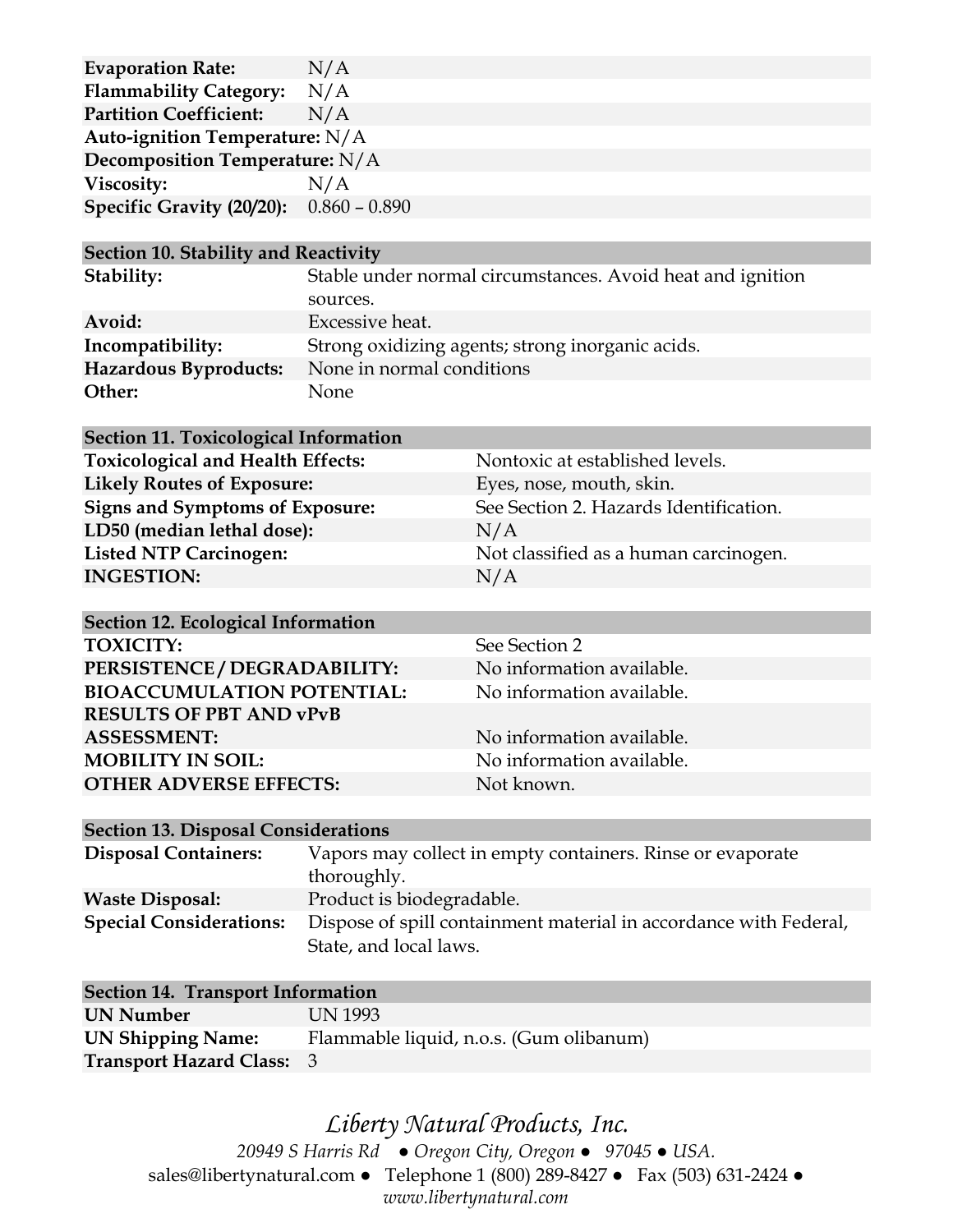| | |
|---|---|
| **Evaporation Rate:** | N/A |
| **Flammability Category:** | N/A |
| **Partition Coefficient:** | N/A |
| **Auto-ignition Temperature:** | N/A |
| **Decomposition Temperature:** | N/A |
| **Viscosity:** | N/A |
| **Specific Gravity (20/20):** | 0.860 – 0.890 |

| **Section 10. Stability and Reactivity** | |
|---|---|
| **Stability:** | Stable under normal circumstances. Avoid heat and ignition sources. |
| **Avoid:** | Excessive heat. |
| **Incompatibility:** | Strong oxidizing agents; strong inorganic acids. |
| **Hazardous Byproducts:** | None in normal conditions |
| **Other:** | None |

| **Section 11. Toxicological Information** | |
|---|---|
| **Toxicological and Health Effects:** | Nontoxic at established levels. |
| **Likely Routes of Exposure:** | Eyes, nose, mouth, skin. |
| **Signs and Symptoms of Exposure:** | See Section 2. Hazards Identification. |
| **LD50 (median lethal dose):** | N/A |
| **Listed NTP Carcinogen:** | Not classified as a human carcinogen. |
| **INGESTION:** | N/A |

| **Section 12. Ecological Information** | |
|---|---|
| **TOXICITY:** | See Section 2 |
| **PERSISTENCE / DEGRADABILITY:** | No information available. |
| **BIOACCUMULATION POTENTIAL:** | No information available. |
| **RESULTS OF PBT AND vPvB ASSESSMENT:** | No information available. |
| **MOBILITY IN SOIL:** | No information available. |
| **OTHER ADVERSE EFFECTS:** | Not known. |

| **Section 13. Disposal Considerations** | |
|---|---|
| **Disposal Containers:** | Vapors may collect in empty containers. Rinse or evaporate thoroughly. |
| **Waste Disposal:** | Product is biodegradable. |
| **Special Considerations:** | Dispose of spill containment material in accordance with Federal, State, and local laws. |

| **Section 14. Transport Information** | |
|---|---|
| **UN Number** | UN 1993 |
| **UN Shipping Name:** | Flammable liquid, n.o.s. (Gum olibanum) |
| **Transport Hazard Class:** | 3 |

*Liberty Natural Products, Inc.*

*20949 S Harris Rd ● Oregon City, Oregon ● 97045 ● USA.*

sales@libertynatural.com ● Telephone 1 (800) 289-8427 ● Fax (503) 631-2424 ●

*www.libertynatural.com*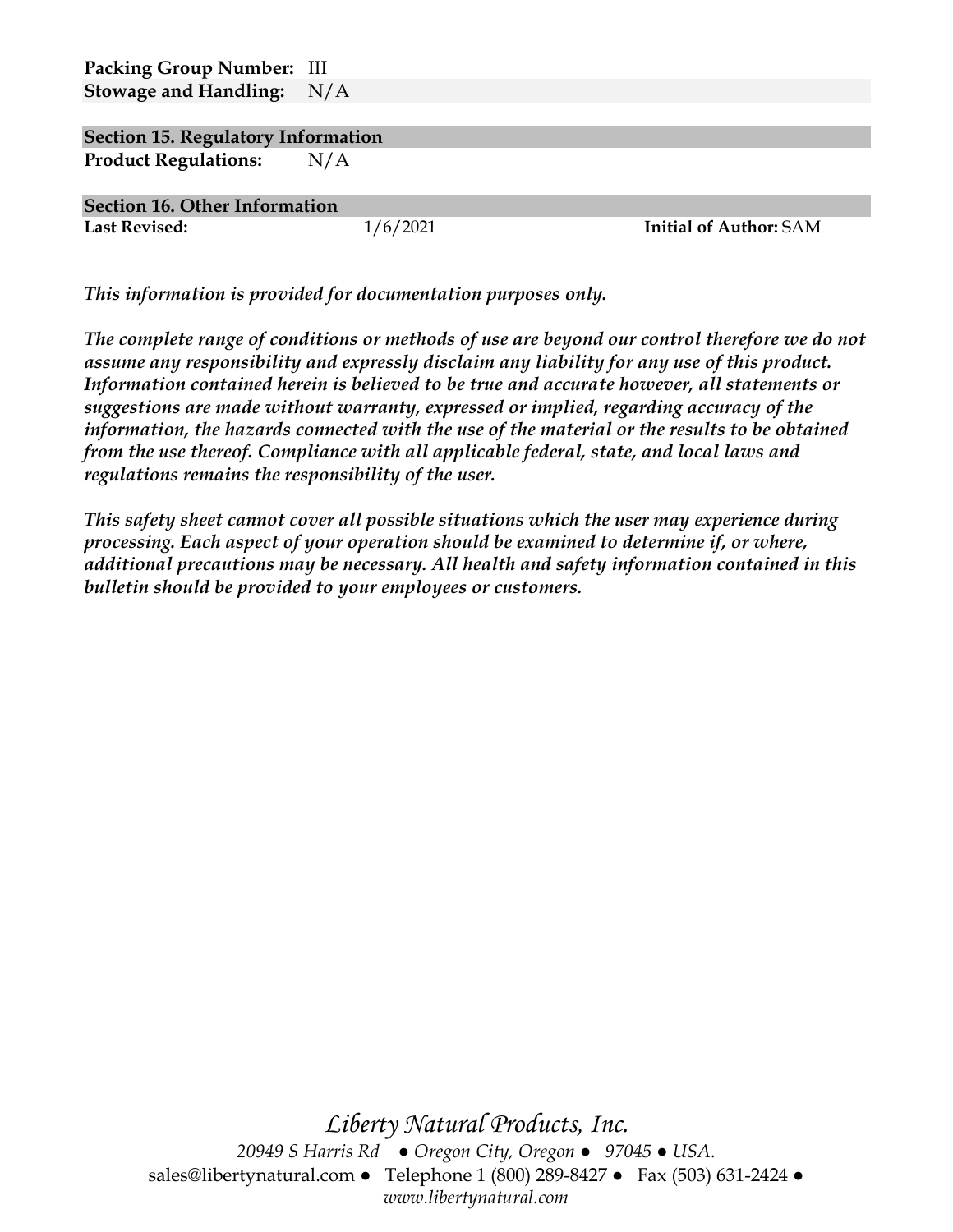**Packing Group Number:** III
**Stowage and Handling:** N/A

## Section 15. Regulatory Information

**Product Regulations:** N/A

## Section 16. Other Information

**Last Revised:** 1/6/2021 **Initial of Author:** SAM

***This information is provided for documentation purposes only.***

***The complete range of conditions or methods of use are beyond our control therefore we do not assume any responsibility and expressly disclaim any liability for any use of this product. Information contained herein is believed to be true and accurate however, all statements or suggestions are made without warranty, expressed or implied, regarding accuracy of the information, the hazards connected with the use of the material or the results to be obtained from the use thereof. Compliance with all applicable federal, state, and local laws and regulations remains the responsibility of the user.***

***This safety sheet cannot cover all possible situations which the user may experience during processing. Each aspect of your operation should be examined to determine if, or where, additional precautions may be necessary. All health and safety information contained in this bulletin should be provided to your employees or customers.***

*Liberty Natural Products, Inc.*
*20949 S Harris Rd ● Oregon City, Oregon ● 97045 ● USA.*
sales@libertynatural.com ● Telephone 1 (800) 289-8427 ● Fax (503) 631-2424 ●
*www.libertynatural.com*